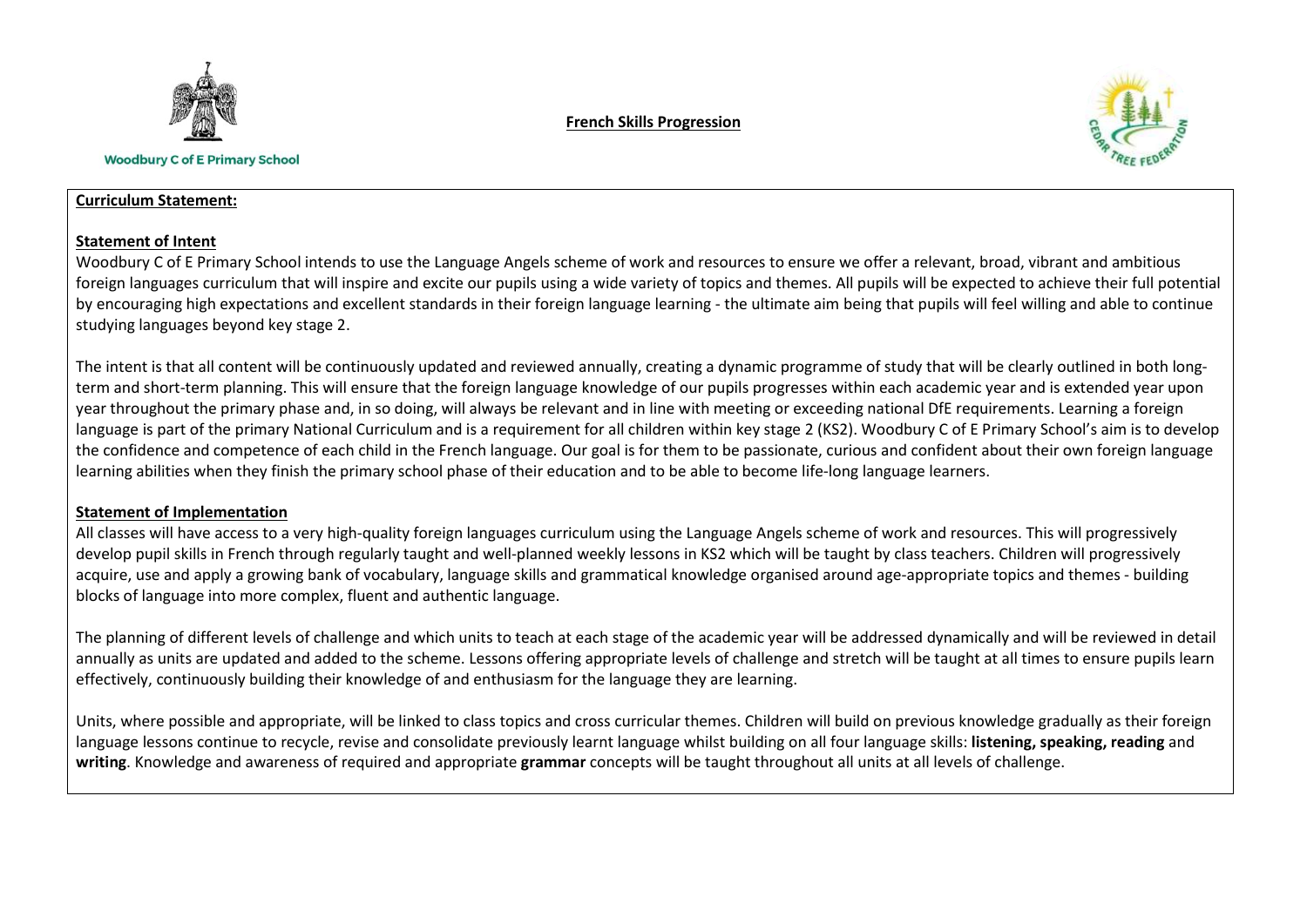Woodbury C of E Primary School

# French Skills Progression

**Curriculum Statement:**

**Statement of Intent**

Woodbury C of E Primary School intends to use the Language Angels scheme of work and resources to ensure we offer a relevant, broad, vibrant and ambitious foreign languages curriculum that will inspire and excite our pupils using a wide variety of topics and themes. All pupils will be expected to achieve their full potential by encouraging high expectations and excellent standards in their foreign language learning - the ultimate aim being that pupils will feel willing and able to continue studying languages beyond key stage 2.

The intent is that all content will be continuously updated and reviewed annually, creating a dynamic programme of study that will be clearly outlined in both long-term and short-term planning. This will ensure that the foreign language knowledge of our pupils progresses within each academic year and is extended year upon year throughout the primary phase and, in so doing, will always be relevant and in line with meeting or exceeding national DfE requirements. Learning a foreign language is part of the primary National Curriculum and is a requirement for all children within key stage 2 (KS2). Woodbury C of E Primary School's aim is to develop the confidence and competence of each child in the French language. Our goal is for them to be passionate, curious and confident about their own foreign language learning abilities when they finish the primary school phase of their education and to be able to become life-long language learners.

**Statement of Implementation**

All classes will have access to a very high-quality foreign languages curriculum using the Language Angels scheme of work and resources. This will progressively develop pupil skills in French through regularly taught and well-planned weekly lessons in KS2 which will be taught by class teachers. Children will progressively acquire, use and apply a growing bank of vocabulary, language skills and grammatical knowledge organised around age-appropriate topics and themes - building blocks of language into more complex, fluent and authentic language.

The planning of different levels of challenge and which units to teach at each stage of the academic year will be addressed dynamically and will be reviewed in detail annually as units are updated and added to the scheme. Lessons offering appropriate levels of challenge and stretch will be taught at all times to ensure pupils learn effectively, continuously building their knowledge of and enthusiasm for the language they are learning.

Units, where possible and appropriate, will be linked to class topics and cross curricular themes. Children will build on previous knowledge gradually as their foreign language lessons continue to recycle, revise and consolidate previously learnt language whilst building on all four language skills: **listening, speaking, reading** and **writing**. Knowledge and awareness of required and appropriate **grammar** concepts will be taught throughout all units at all levels of challenge.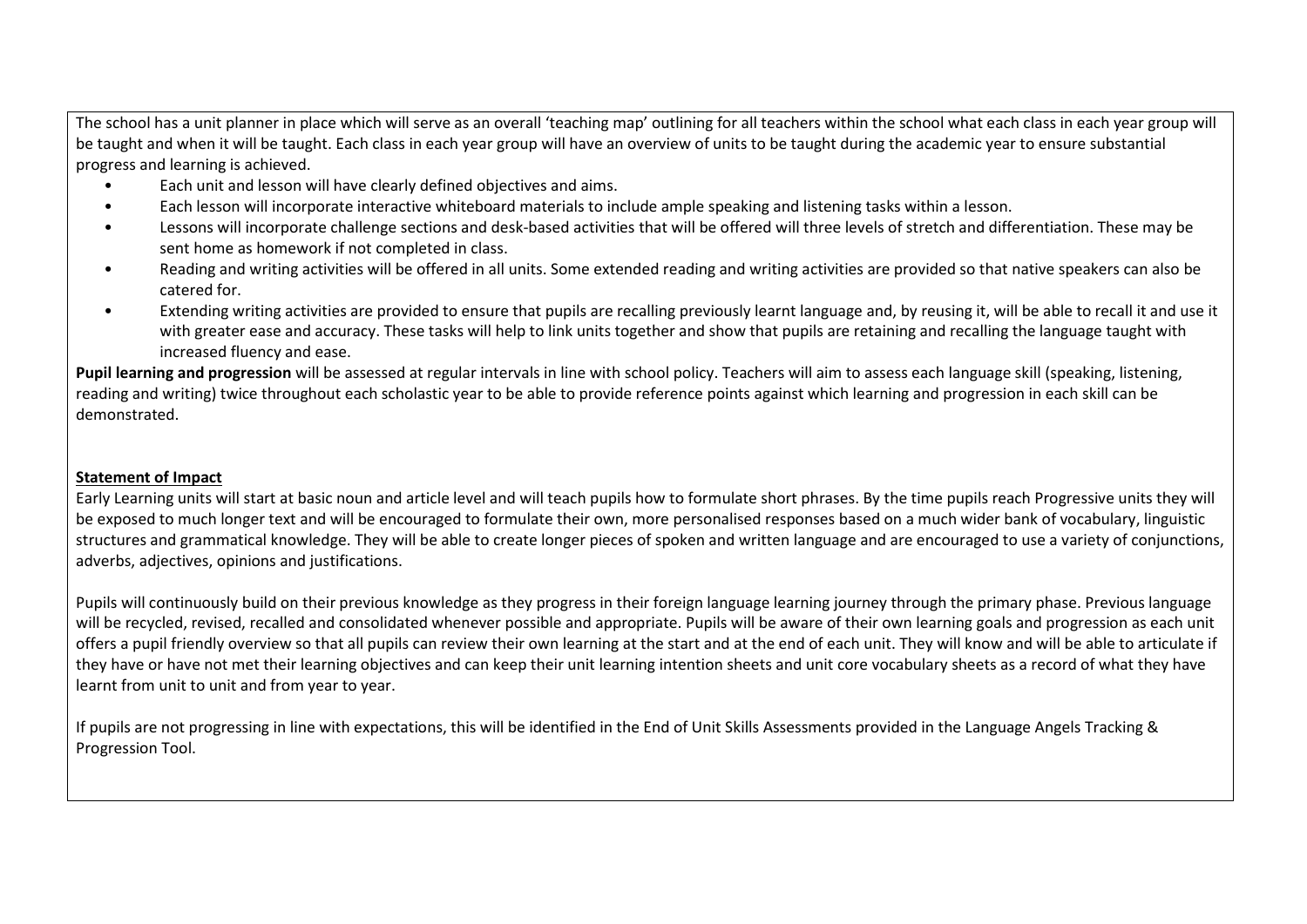The school has a unit planner in place which will serve as an overall 'teaching map' outlining for all teachers within the school what each class in each year group will be taught and when it will be taught. Each class in each year group will have an overview of units to be taught during the academic year to ensure substantial progress and learning is achieved.

- Each unit and lesson will have clearly defined objectives and aims.
- Each lesson will incorporate interactive whiteboard materials to include ample speaking and listening tasks within a lesson.
- Lessons will incorporate challenge sections and desk-based activities that will be offered will three levels of stretch and differentiation. These may be sent home as homework if not completed in class.
- Reading and writing activities will be offered in all units. Some extended reading and writing activities are provided so that native speakers can also be catered for.
- Extending writing activities are provided to ensure that pupils are recalling previously learnt language and, by reusing it, will be able to recall it and use it with greater ease and accuracy. These tasks will help to link units together and show that pupils are retaining and recalling the language taught with increased fluency and ease.

**Pupil learning and progression** will be assessed at regular intervals in line with school policy. Teachers will aim to assess each language skill (speaking, listening, reading and writing) twice throughout each scholastic year to be able to provide reference points against which learning and progression in each skill can be demonstrated.

**Statement of Impact**

Early Learning units will start at basic noun and article level and will teach pupils how to formulate short phrases. By the time pupils reach Progressive units they will be exposed to much longer text and will be encouraged to formulate their own, more personalised responses based on a much wider bank of vocabulary, linguistic structures and grammatical knowledge. They will be able to create longer pieces of spoken and written language and are encouraged to use a variety of conjunctions, adverbs, adjectives, opinions and justifications.

Pupils will continuously build on their previous knowledge as they progress in their foreign language learning journey through the primary phase. Previous language will be recycled, revised, recalled and consolidated whenever possible and appropriate. Pupils will be aware of their own learning goals and progression as each unit offers a pupil friendly overview so that all pupils can review their own learning at the start and at the end of each unit. They will know and will be able to articulate if they have or have not met their learning objectives and can keep their unit learning intention sheets and unit core vocabulary sheets as a record of what they have learnt from unit to unit and from year to year.

If pupils are not progressing in line with expectations, this will be identified in the End of Unit Skills Assessments provided in the Language Angels Tracking & Progression Tool.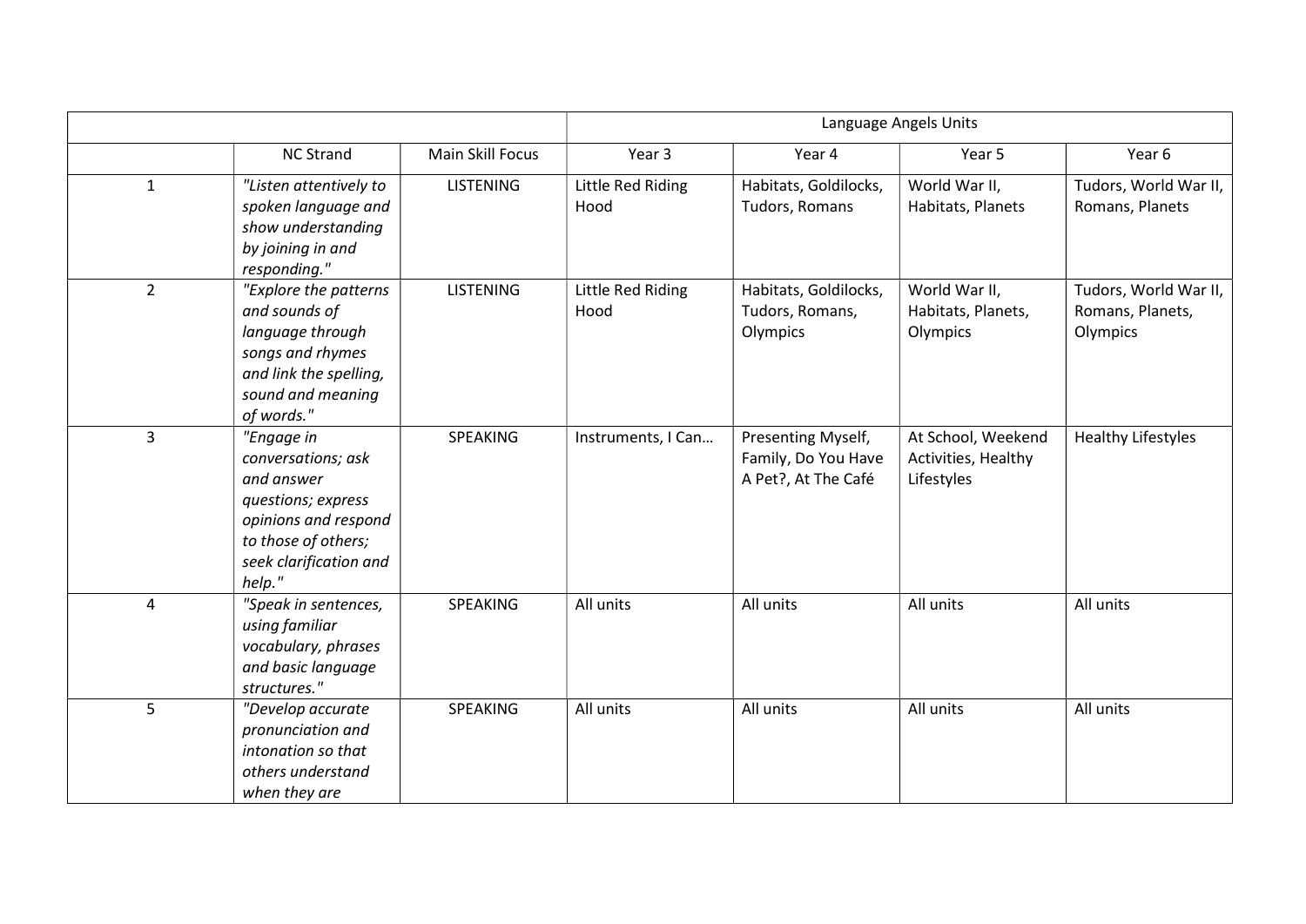| | | | Language Angels Units | | | |
|---|---|---|---|---|---|---|
| | NC Strand | Main Skill Focus | Year 3 | Year 4 | Year 5 | Year 6 |
| 1 | *"Listen attentively to spoken language and show understanding by joining in and responding."* | LISTENING | Little Red Riding Hood | Habitats, Goldilocks, Tudors, Romans | World War II, Habitats, Planets | Tudors, World War II, Romans, Planets |
| 2 | *"Explore the patterns and sounds of language through songs and rhymes and link the spelling, sound and meaning of words."* | LISTENING | Little Red Riding Hood | Habitats, Goldilocks, Tudors, Romans, Olympics | World War II, Habitats, Planets, Olympics | Tudors, World War II, Romans, Planets, Olympics |
| 3 | *"Engage in conversations; ask and answer questions; express opinions and respond to those of others; seek clarification and help."* | SPEAKING | Instruments, I Can… | Presenting Myself, Family, Do You Have A Pet?, At The Café | At School, Weekend Activities, Healthy Lifestyles | Healthy Lifestyles |
| 4 | *"Speak in sentences, using familiar vocabulary, phrases and basic language structures."* | SPEAKING | All units | All units | All units | All units |
| 5 | *"Develop accurate pronunciation and intonation so that others understand when they are* | SPEAKING | All units | All units | All units | All units |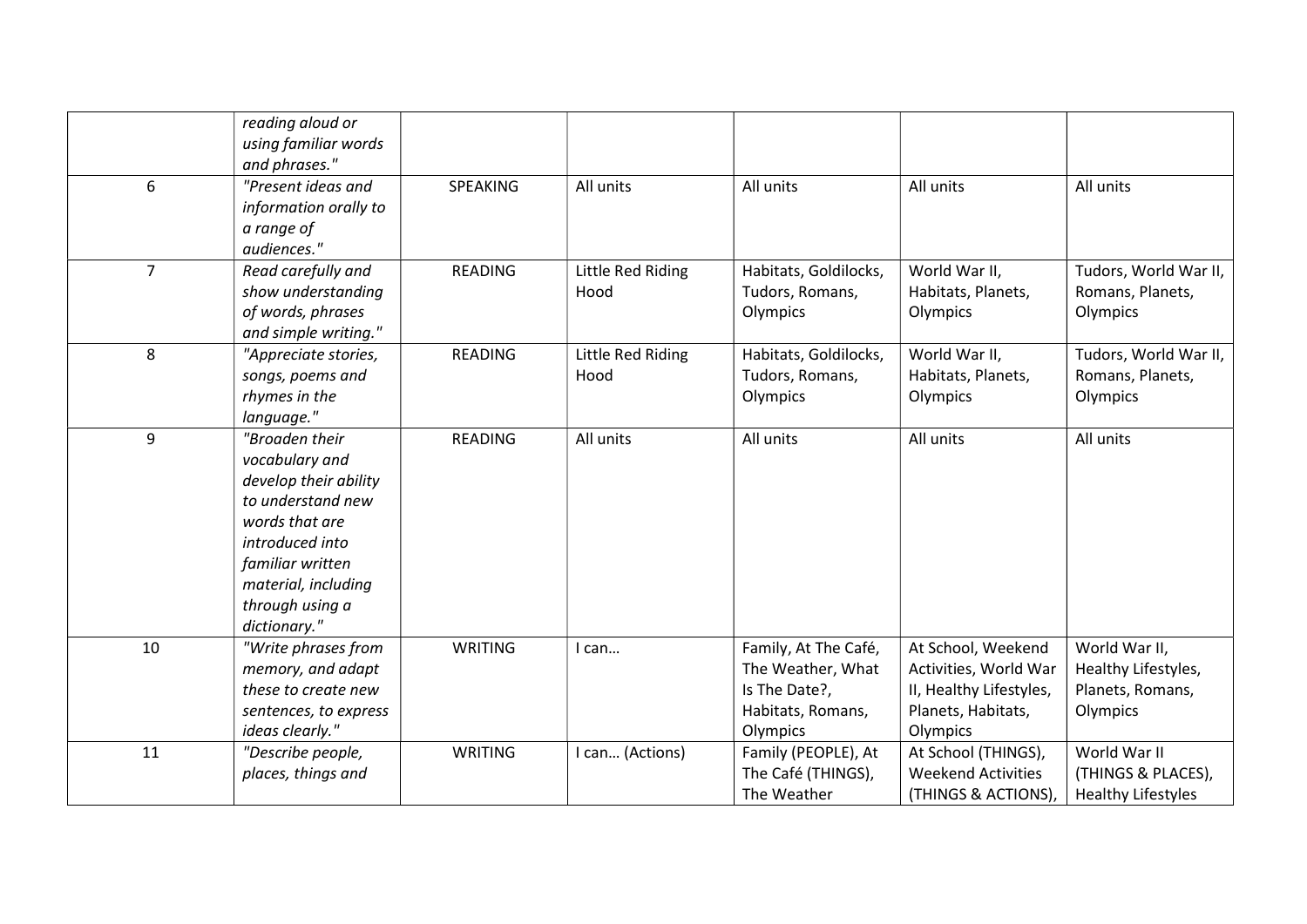| | | | | | | |
|---|---|---|---|---|---|---|
| | *reading aloud or using familiar words and phrases."* | | | | | |
| 6 | *"Present ideas and information orally to a range of audiences."* | SPEAKING | All units | All units | All units | All units |
| 7 | *Read carefully and show understanding of words, phrases and simple writing."* | READING | Little Red Riding Hood | Habitats, Goldilocks, Tudors, Romans, Olympics | World War II, Habitats, Planets, Olympics | Tudors, World War II, Romans, Planets, Olympics |
| 8 | *"Appreciate stories, songs, poems and rhymes in the language."* | READING | Little Red Riding Hood | Habitats, Goldilocks, Tudors, Romans, Olympics | World War II, Habitats, Planets, Olympics | Tudors, World War II, Romans, Planets, Olympics |
| 9 | *"Broaden their vocabulary and develop their ability to understand new words that are introduced into familiar written material, including through using a dictionary."* | READING | All units | All units | All units | All units |
| 10 | *"Write phrases from memory, and adapt these to create new sentences, to express ideas clearly."* | WRITING | I can… | Family, At The Café, The Weather, What Is The Date?, Habitats, Romans, Olympics | At School, Weekend Activities, World War II, Healthy Lifestyles, Planets, Habitats, Olympics | World War II, Healthy Lifestyles, Planets, Romans, Olympics |
| 11 | *"Describe people, places, things and* | WRITING | I can… (Actions) | Family (PEOPLE), At The Café (THINGS), The Weather | At School (THINGS), Weekend Activities (THINGS & ACTIONS), | World War II (THINGS & PLACES), Healthy Lifestyles |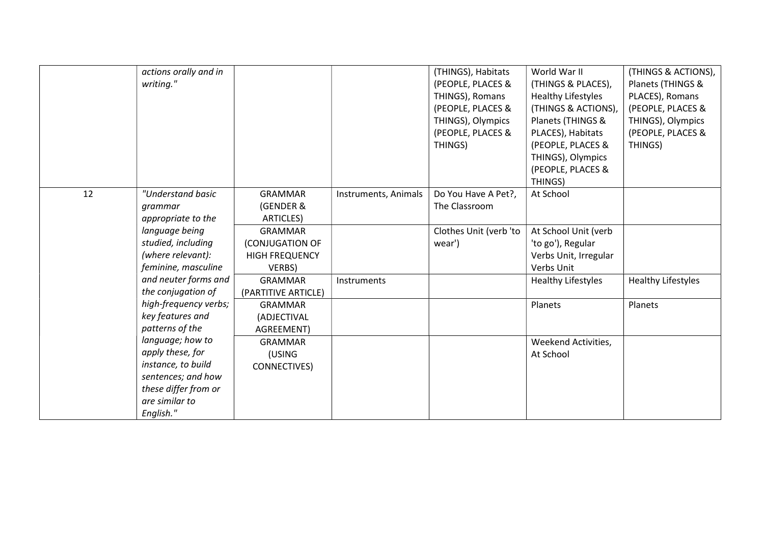| | | | | | | |
|---|---|---|---|---|---|---|
| | *actions orally and in writing."* | | | (THINGS), Habitats (PEOPLE, PLACES & THINGS), Romans (PEOPLE, PLACES & THINGS), Olympics (PEOPLE, PLACES & THINGS) | World War II (THINGS & PLACES), Healthy Lifestyles (THINGS & ACTIONS), Planets (THINGS & PLACES), Habitats (PEOPLE, PLACES & THINGS), Olympics (PEOPLE, PLACES & THINGS) | (THINGS & ACTIONS), Planets (THINGS & PLACES), Romans (PEOPLE, PLACES & THINGS), Olympics (PEOPLE, PLACES & THINGS) |
| 12 | *"Understand basic grammar appropriate to the language being studied, including (where relevant): feminine, masculine and neuter forms and the conjugation of high-frequency verbs; key features and patterns of the language; how to apply these, for instance, to build sentences; and how these differ from or are similar to English."* | GRAMMAR (GENDER & ARTICLES) | Instruments, Animals | Do You Have A Pet?, The Classroom | At School | |
| | | GRAMMAR (CONJUGATION OF HIGH FREQUENCY VERBS) | | Clothes Unit (verb 'to wear') | At School Unit (verb 'to go'), Regular Verbs Unit, Irregular Verbs Unit | |
| | | GRAMMAR (PARTITIVE ARTICLE) | Instruments | | Healthy Lifestyles | Healthy Lifestyles |
| | | GRAMMAR (ADJECTIVAL AGREEMENT) | | | Planets | Planets |
| | | GRAMMAR (USING CONNECTIVES) | | | Weekend Activities, At School | |